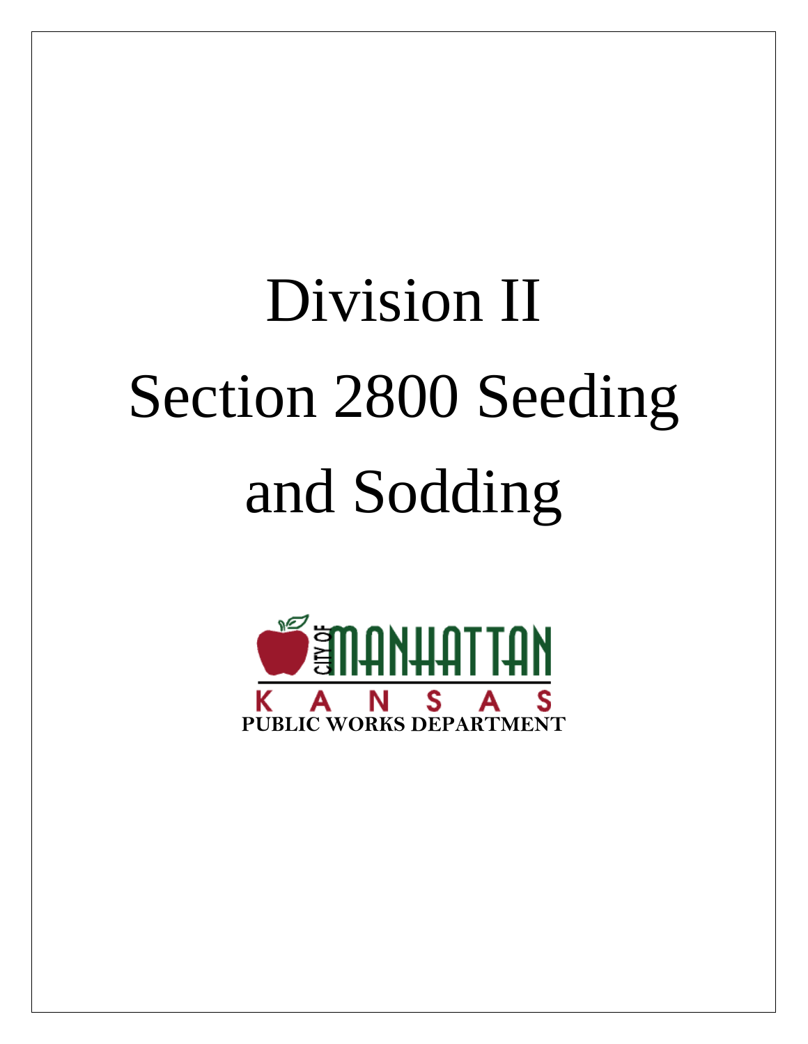# Division II

# Section 2800 Seeding and Sodding

CITY OF MANHATTAN

KANSAS

PUBLIC WORKS DEPARTMENT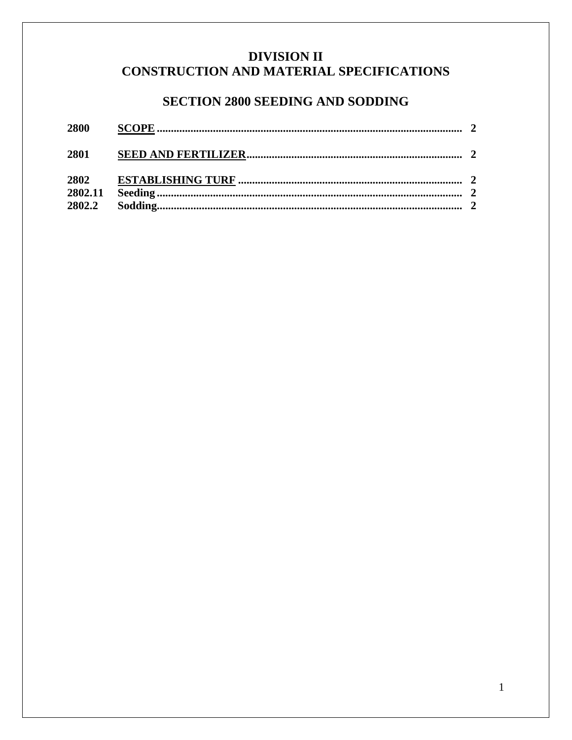# DIVISION II
# CONSTRUCTION AND MATERIAL SPECIFICATIONS

## SECTION 2800 SEEDING AND SODDING

| | | |
|---|---|---|
| **2800** | **SCOPE** | **2** |
| **2801** | **SEED AND FERTILIZER** | **2** |
| **2802** | **ESTABLISHING TURF** | **2** |
| **2802.11** | **Seeding** | **2** |
| **2802.2** | **Sodding** | **2** |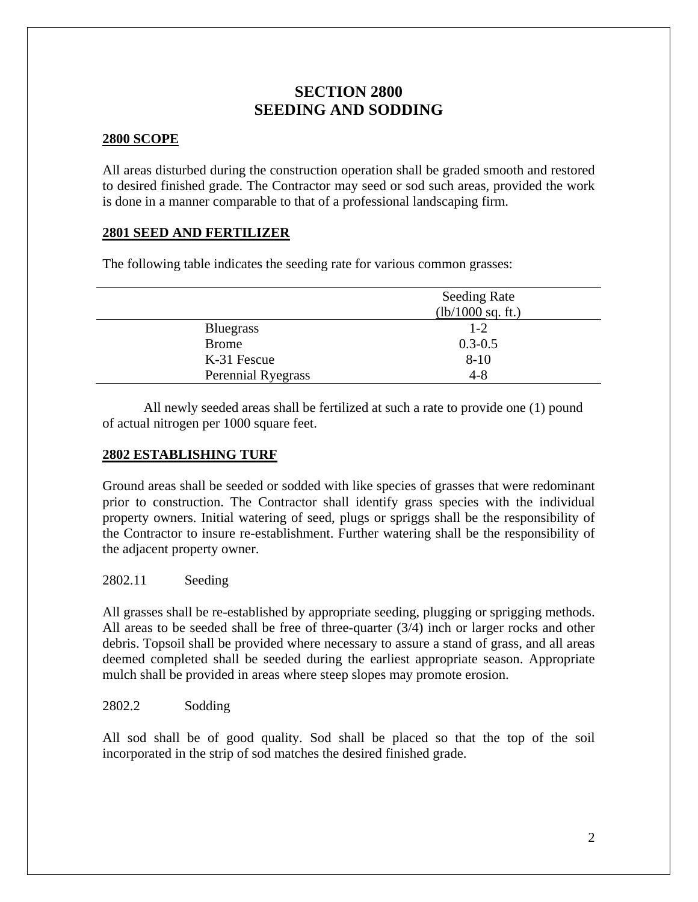# SECTION 2800
# SEEDING AND SODDING

## 2800 SCOPE

All areas disturbed during the construction operation shall be graded smooth and restored to desired finished grade. The Contractor may seed or sod such areas, provided the work is done in a manner comparable to that of a professional landscaping firm.

## 2801 SEED AND FERTILIZER

The following table indicates the seeding rate for various common grasses:

| | Seeding Rate (lb/1000 sq. ft.) |
|---|---|
| Bluegrass | 1-2 |
| Brome | 0.3-0.5 |
| K-31 Fescue | 8-10 |
| Perennial Ryegrass | 4-8 |

All newly seeded areas shall be fertilized at such a rate to provide one (1) pound of actual nitrogen per 1000 square feet.

## 2802 ESTABLISHING TURF

Ground areas shall be seeded or sodded with like species of grasses that were redominant prior to construction. The Contractor shall identify grass species with the individual property owners. Initial watering of seed, plugs or spriggs shall be the responsibility of the Contractor to insure re-establishment. Further watering shall be the responsibility of the adjacent property owner.

### 2802.11 Seeding

All grasses shall be re-established by appropriate seeding, plugging or sprigging methods. All areas to be seeded shall be free of three-quarter (3/4) inch or larger rocks and other debris. Topsoil shall be provided where necessary to assure a stand of grass, and all areas deemed completed shall be seeded during the earliest appropriate season. Appropriate mulch shall be provided in areas where steep slopes may promote erosion.

### 2802.2 Sodding

All sod shall be of good quality. Sod shall be placed so that the top of the soil incorporated in the strip of sod matches the desired finished grade.